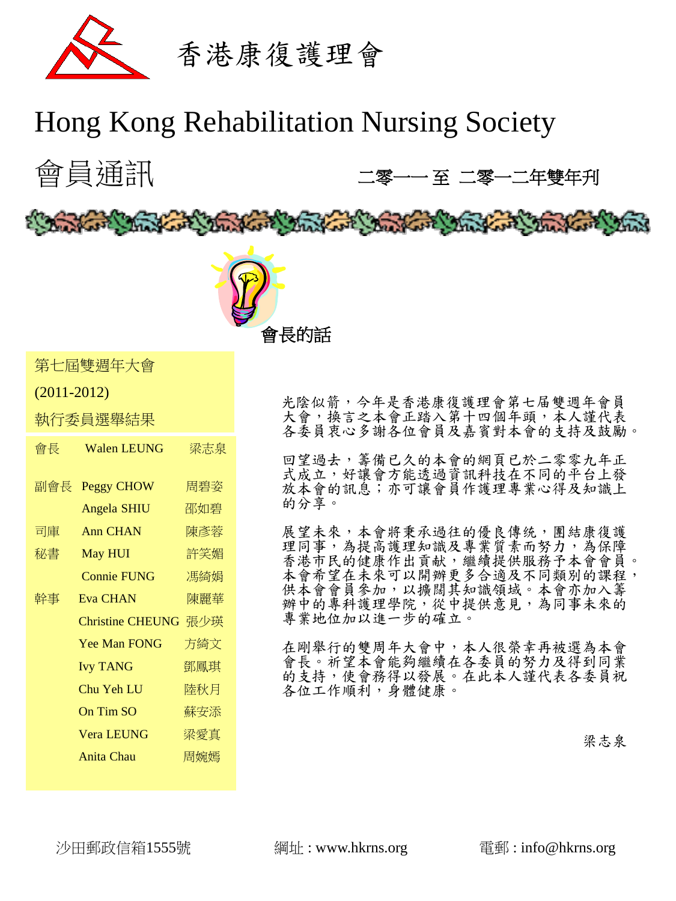# 香港康復護理會

# Hong Kong Rehabilitation Nursing Society

## 會員通訊

二零一一 至 二零一二年雙年刊

### 第七屆雙週年大會 (2011-2012) 執行委員選舉結果

| 職位 | 英文姓名 | 中文姓名 |
|---|---|---|
| 會長 | Walen LEUNG | 梁志泉 |
| 副會長 | Peggy CHOW | 周碧姿 |
| | Angela SHIU | 邵如碧 |
| 司庫 | Ann CHAN | 陳彥蓉 |
| 秘書 | May HUI | 許笑媚 |
| | Connie FUNG | 馮綺娟 |
| 幹事 | Eva CHAN | 陳麗華 |
| | Christine CHEUNG | 張少瑛 |
| | Yee Man FONG | 方綺文 |
| | Ivy TANG | 鄧鳳琪 |
| | Chu Yeh LU | 陸秋月 |
| | On Tim SO | 蘇安添 |
| | Vera LEUNG | 梁愛真 |
| | Anita Chau | 周婉嫣 |

## 會長的話

光陰似箭，今年是香港康復護理會第七屆雙週年會員大會，換言之本會正踏入第十四個年頭，本人謹代表各委員衷心多謝各位會員及嘉賓對本會的支持及鼓勵。

回望過去，籌備已久的本會的網頁已於二零零九年正式成立，好讓會方能透過資訊科技在不同的平台上發放本會的訊息；亦可讓會員作護理專業心得及知識上的分享。

展望未來，本會將秉承過往的優良傳統，團結康復護理同事，為提高護理知識及專業質素而努力，為保障香港市民的健康作出貢献，繼續提供服務予本會會員。本會希望在未來可以開辦更多合適及不同類別的課程，供本會會員參加，以擴闊其知識領域。本會亦加入籌辦中的專科護理學院，從中提供意見，為同事未來的專業地位加以進一步的確立。

在剛舉行的雙周年大會中，本人很榮幸再被選為本會會長。祈望本會能夠繼續在各委員的努力及得到同業的支持，使會務得以發展。在此本人謹代表各委員祝各位工作順利，身體健康。

梁志泉

沙田郵政信箱1555號　　網址 : www.hkrns.org　　電郵 : info@hkrns.org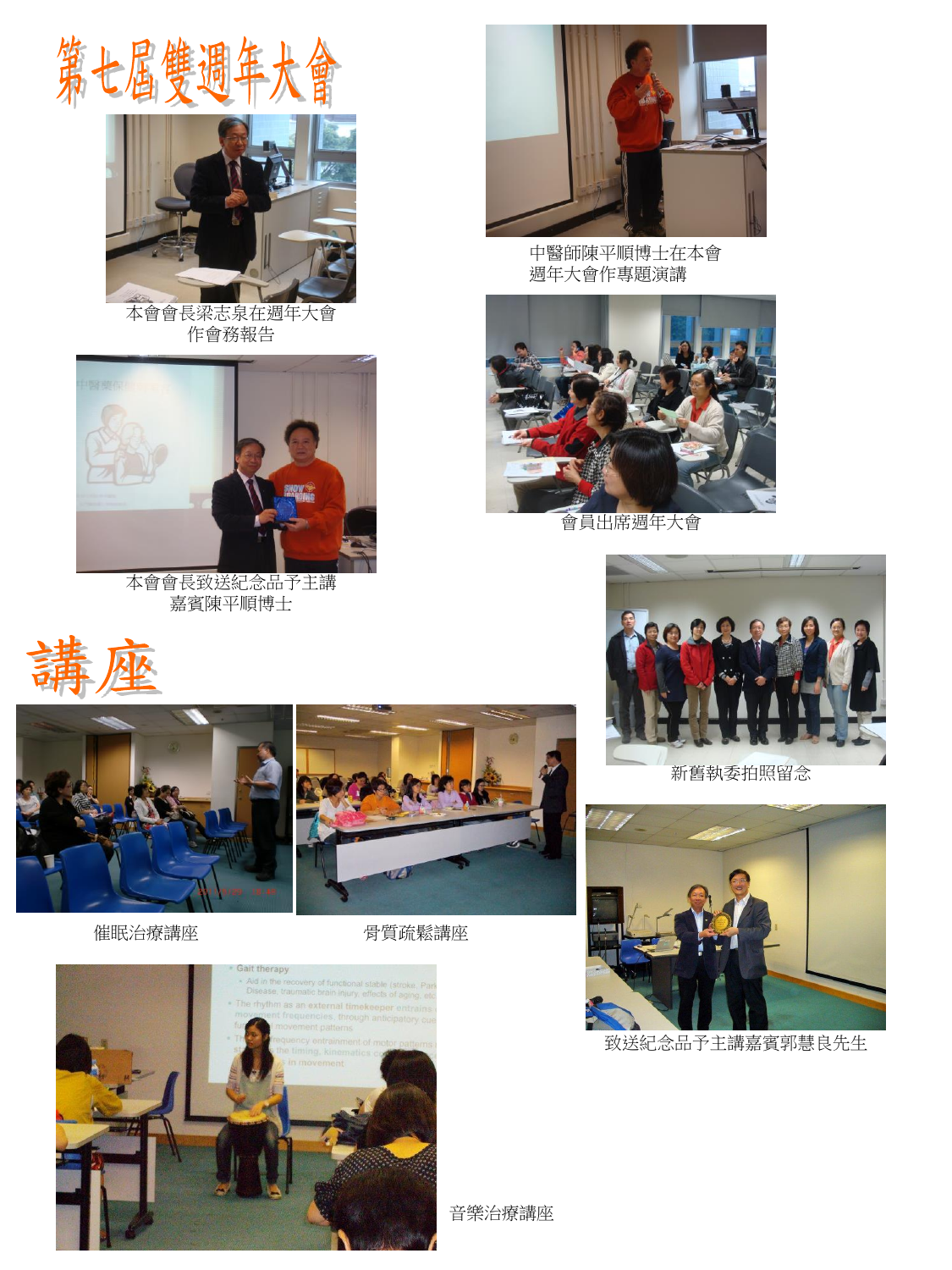# 第七屆雙週年大會

本會會長梁志泉在週年大會作會務報告

中醫師陳平順博士在本會週年大會作專題演講

會員出席週年大會

本會會長致送紀念品予主講嘉賓陳平順博士

新舊執委拍照留念

# 講座

催眠治療講座

骨質疏鬆講座

致送紀念品予主講嘉賓郭慧良先生

音樂治療講座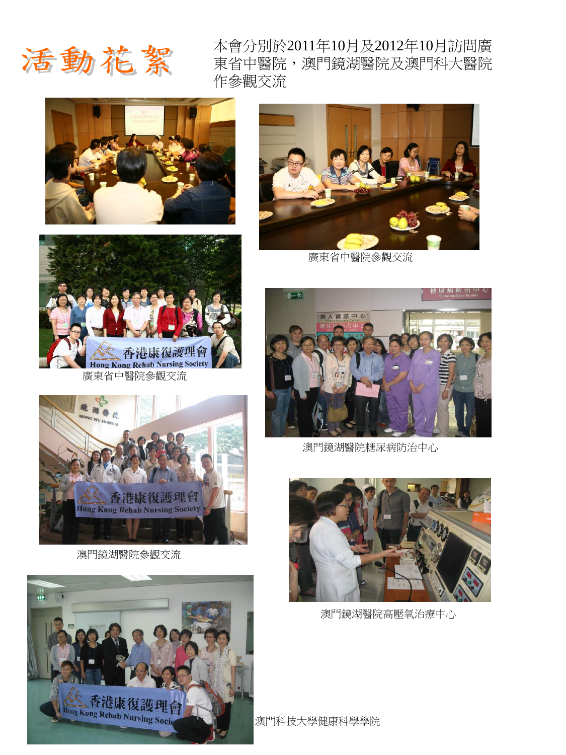# 活動花絮

本會分別於2011年10月及2012年10月訪問廣東省中醫院，澳門鏡湖醫院及澳門科大醫院作參觀交流

廣東省中醫院參觀交流

廣東省中醫院參觀交流

澳門鏡湖醫院糖尿病防治中心

澳門鏡湖醫院參觀交流

澳門鏡湖醫院高壓氧治療中心

澳門科技大學健康科學學院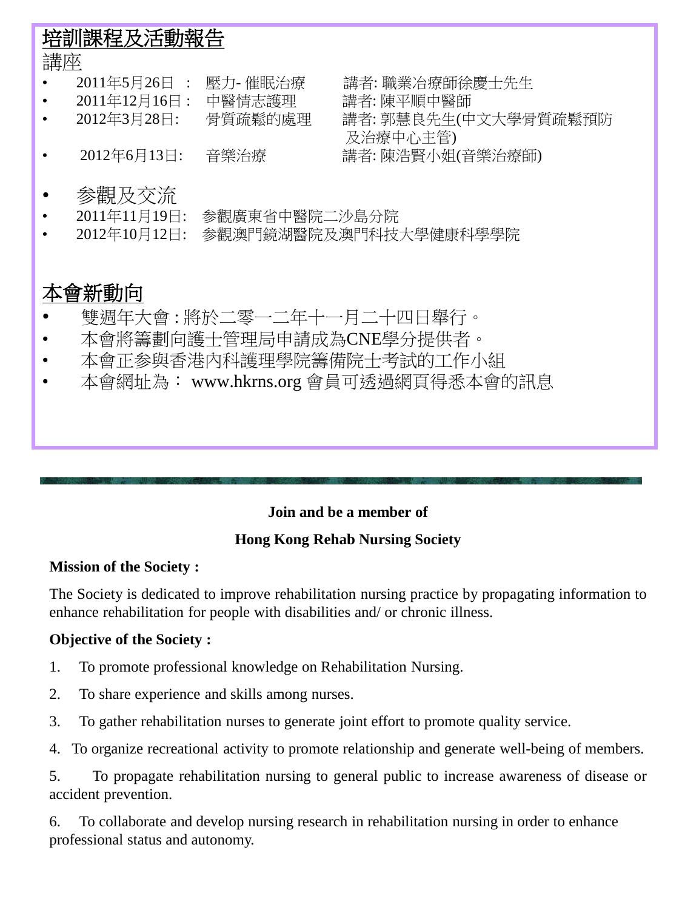## 培訓課程及活動報告

### 講座

- 2011年5月26日 : 壓力- 催眠治療 講者: 職業治療師徐慶士先生
- 2011年12月16日 : 中醫情志護理 講者: 陳平順中醫師
- 2012年3月28日: 骨質疏鬆的處理 講者: 郭慧良先生(中文大學骨質疏鬆預防及治療中心主管)
- 2012年6月13日: 音樂治療 講者: 陳浩賢小姐(音樂治療師)

### 參觀及交流

- 2011年11月19日: 參觀廣東省中醫院二沙島分院
- 2012年10月12日: 參觀澳門鏡湖醫院及澳門科技大學健康科學學院

## 本會新動向

- 雙週年大會 : 將於二零一二年十一月二十四日舉行。
- 本會將籌劃向護士管理局申請成為CNE學分提供者。
- 本會正參與香港內科護理學院籌備院士考試的工作小組
- 本會網址為： www.hkrns.org 會員可透過網頁得悉本會的訊息

---

**Join and be a member of**

**Hong Kong Rehab Nursing Society**

**Mission of the Society :**

The Society is dedicated to improve rehabilitation nursing practice by propagating information to enhance rehabilitation for people with disabilities and/ or chronic illness.

**Objective of the Society :**

1. To promote professional knowledge on Rehabilitation Nursing.
2. To share experience and skills among nurses.
3. To gather rehabilitation nurses to generate joint effort to promote quality service.
4. To organize recreational activity to promote relationship and generate well-being of members.
5. To propagate rehabilitation nursing to general public to increase awareness of disease or accident prevention.
6. To collaborate and develop nursing research in rehabilitation nursing in order to enhance professional status and autonomy.